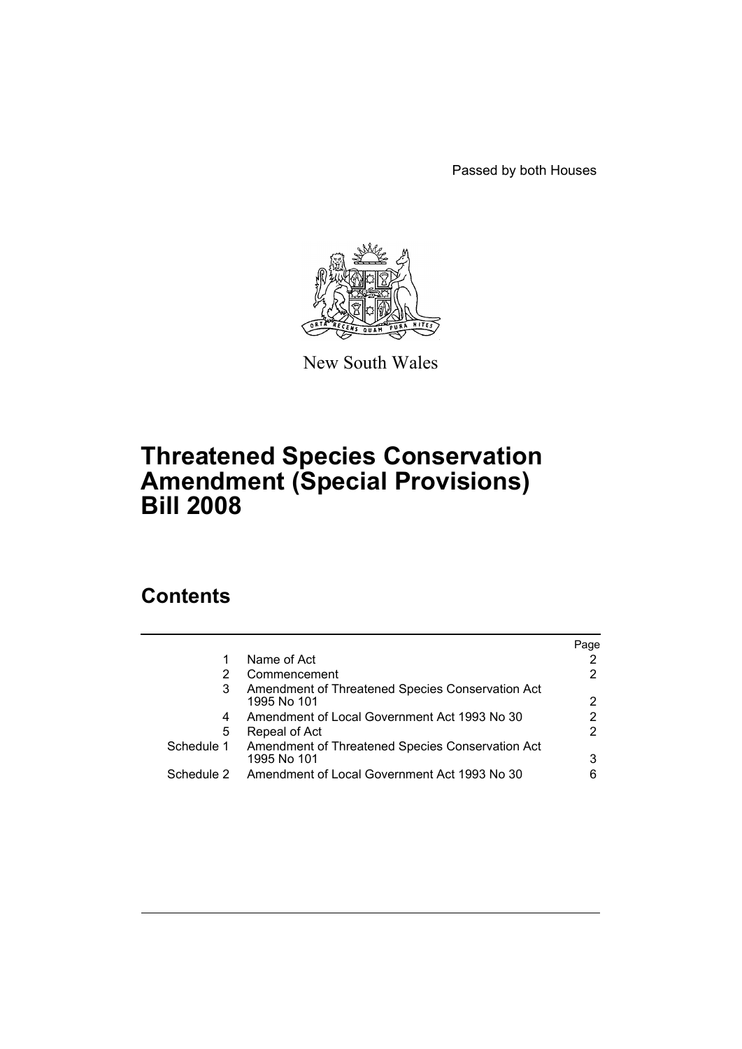Passed by both Houses

New South Wales

# Threatened Species Conservation Amendment (Special Provisions) Bill 2008

## Contents

| | | Page |
|---|---|---|
| 1 | Name of Act | 2 |
| 2 | Commencement | 2 |
| 3 | Amendment of Threatened Species Conservation Act 1995 No 101 | 2 |
| 4 | Amendment of Local Government Act 1993 No 30 | 2 |
| 5 | Repeal of Act | 2 |
| Schedule 1 | Amendment of Threatened Species Conservation Act 1995 No 101 | 3 |
| Schedule 2 | Amendment of Local Government Act 1993 No 30 | 6 |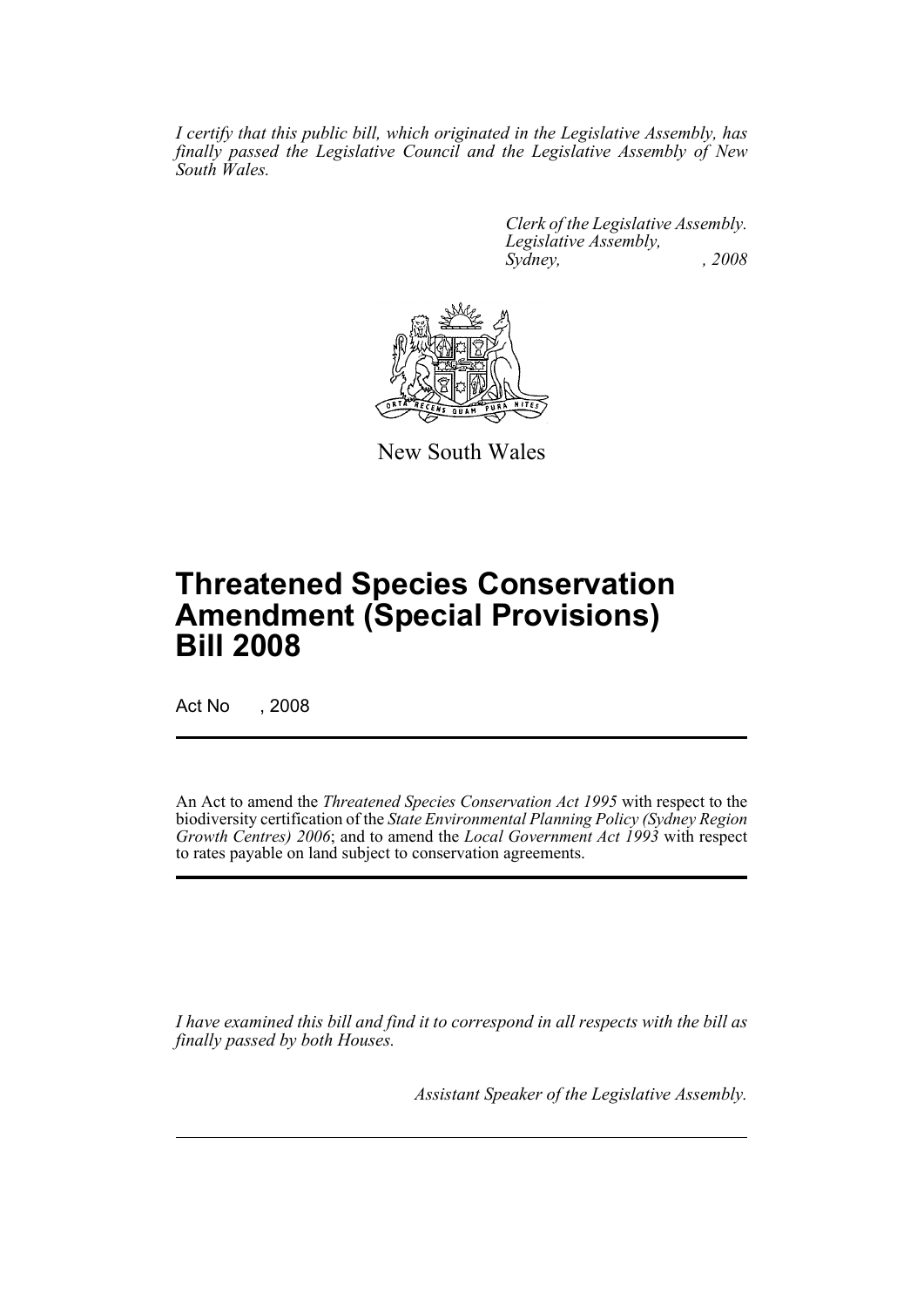*I certify that this public bill, which originated in the Legislative Assembly, has finally passed the Legislative Council and the Legislative Assembly of New South Wales.*

*Clerk of the Legislative Assembly.*
*Legislative Assembly,*
*Sydney, , 2008*

New South Wales

# Threatened Species Conservation Amendment (Special Provisions) Bill 2008

Act No , 2008

An Act to amend the *Threatened Species Conservation Act 1995* with respect to the biodiversity certification of the *State Environmental Planning Policy (Sydney Region Growth Centres) 2006*; and to amend the *Local Government Act 1993* with respect to rates payable on land subject to conservation agreements.

*I have examined this bill and find it to correspond in all respects with the bill as finally passed by both Houses.*

*Assistant Speaker of the Legislative Assembly.*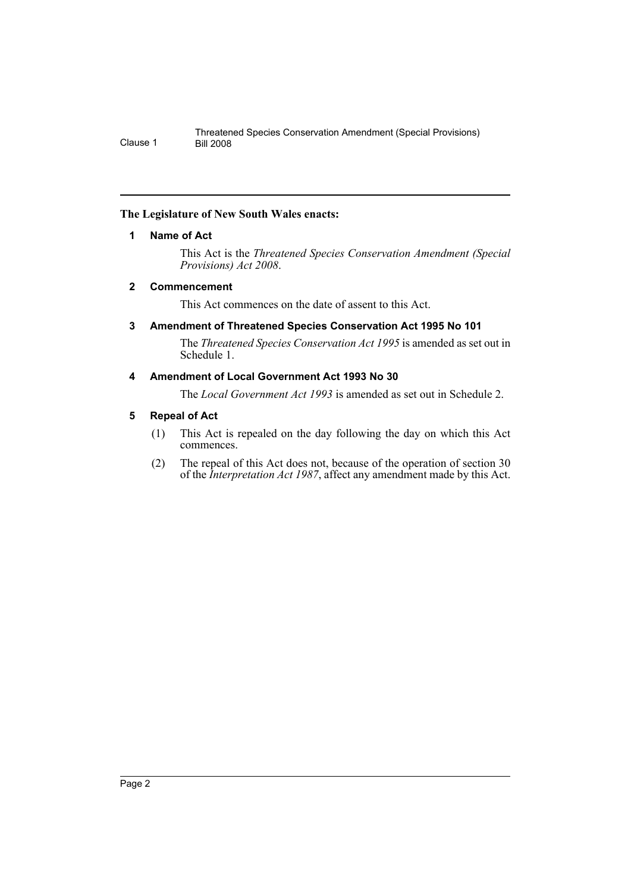**The Legislature of New South Wales enacts:**

### 1 Name of Act

This Act is the *Threatened Species Conservation Amendment (Special Provisions) Act 2008*.

### 2 Commencement

This Act commences on the date of assent to this Act.

### 3 Amendment of Threatened Species Conservation Act 1995 No 101

The *Threatened Species Conservation Act 1995* is amended as set out in Schedule 1.

### 4 Amendment of Local Government Act 1993 No 30

The *Local Government Act 1993* is amended as set out in Schedule 2.

### 5 Repeal of Act

(1) This Act is repealed on the day following the day on which this Act commences.

(2) The repeal of this Act does not, because of the operation of section 30 of the *Interpretation Act 1987*, affect any amendment made by this Act.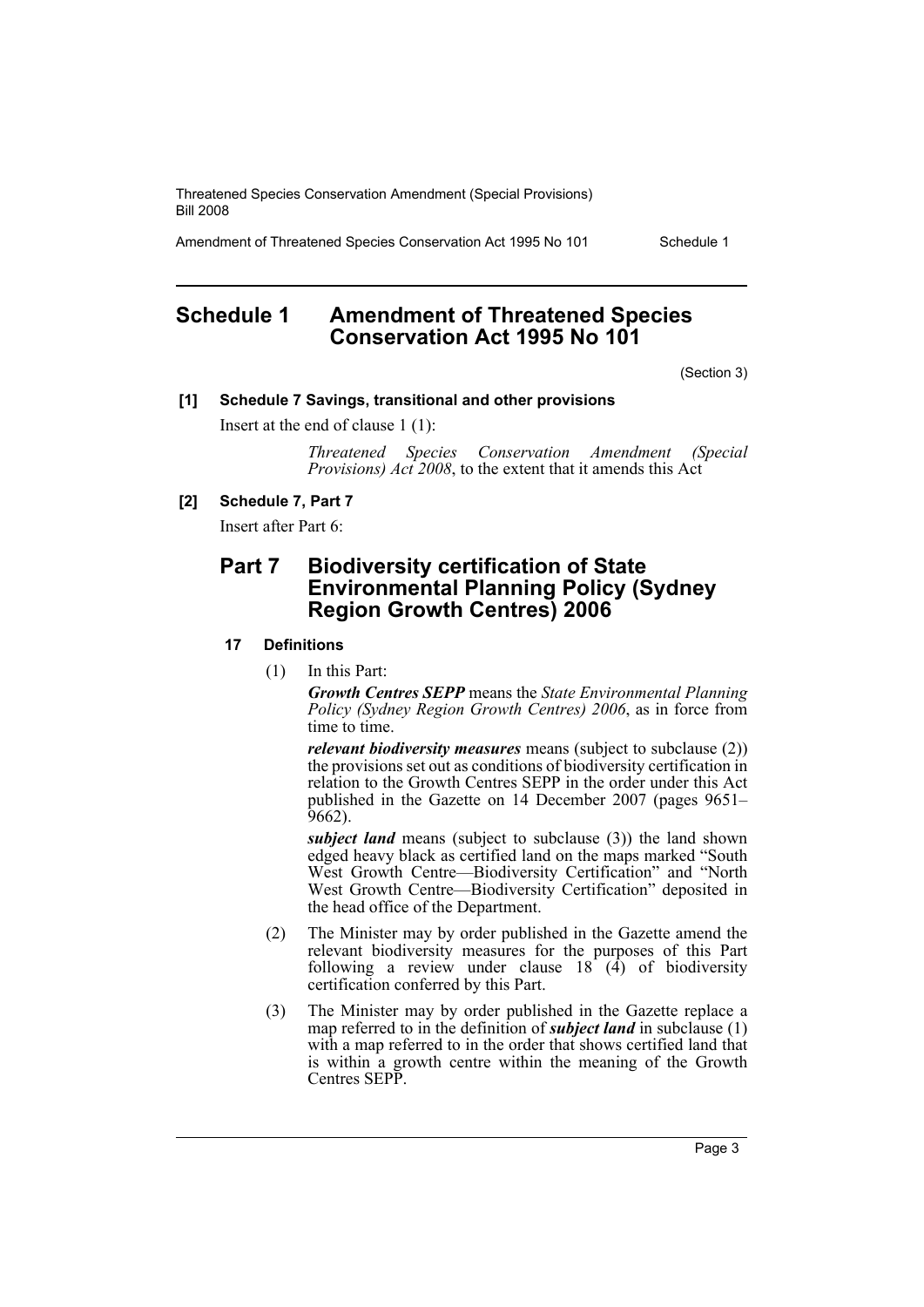# Schedule 1 Amendment of Threatened Species Conservation Act 1995 No 101

(Section 3)

**[1] Schedule 7 Savings, transitional and other provisions**

Insert at the end of clause 1 (1):

> *Threatened Species Conservation Amendment (Special Provisions) Act 2008*, to the extent that it amends this Act

**[2] Schedule 7, Part 7**

Insert after Part 6:

## Part 7 Biodiversity certification of State Environmental Planning Policy (Sydney Region Growth Centres) 2006

### 17 Definitions

(1) In this Part:

***Growth Centres SEPP*** means the *State Environmental Planning Policy (Sydney Region Growth Centres) 2006*, as in force from time to time.

***relevant biodiversity measures*** means (subject to subclause (2)) the provisions set out as conditions of biodiversity certification in relation to the Growth Centres SEPP in the order under this Act published in the Gazette on 14 December 2007 (pages 9651–9662).

***subject land*** means (subject to subclause (3)) the land shown edged heavy black as certified land on the maps marked "South West Growth Centre—Biodiversity Certification" and "North West Growth Centre—Biodiversity Certification" deposited in the head office of the Department.

(2) The Minister may by order published in the Gazette amend the relevant biodiversity measures for the purposes of this Part following a review under clause 18 (4) of biodiversity certification conferred by this Part.

(3) The Minister may by order published in the Gazette replace a map referred to in the definition of ***subject land*** in subclause (1) with a map referred to in the order that shows certified land that is within a growth centre within the meaning of the Growth Centres SEPP.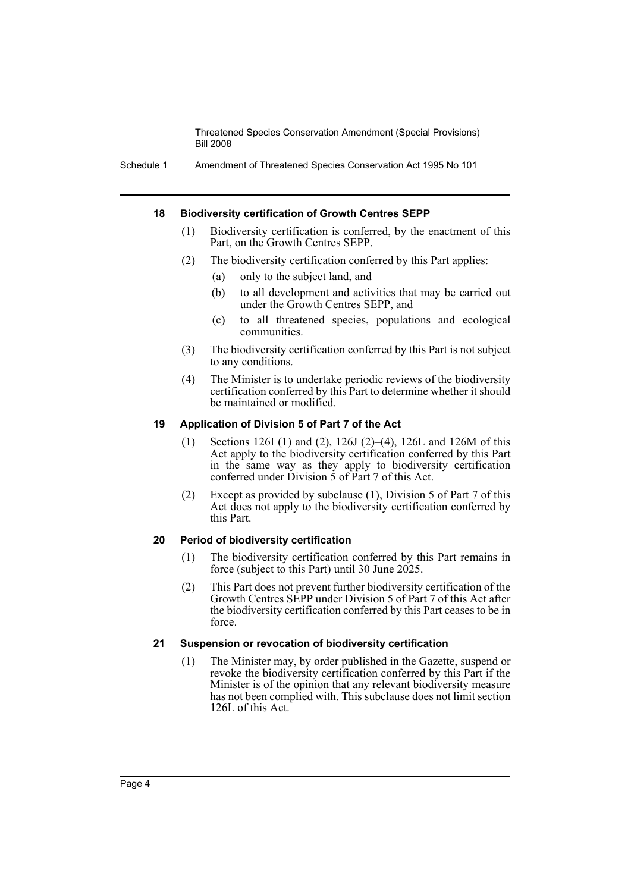#### 18 Biodiversity certification of Growth Centres SEPP

(1) Biodiversity certification is conferred, by the enactment of this Part, on the Growth Centres SEPP.

(2) The biodiversity certification conferred by this Part applies:

- (a) only to the subject land, and
- (b) to all development and activities that may be carried out under the Growth Centres SEPP, and
- (c) to all threatened species, populations and ecological communities.

(3) The biodiversity certification conferred by this Part is not subject to any conditions.

(4) The Minister is to undertake periodic reviews of the biodiversity certification conferred by this Part to determine whether it should be maintained or modified.

#### 19 Application of Division 5 of Part 7 of the Act

(1) Sections 126I (1) and (2), 126J (2)–(4), 126L and 126M of this Act apply to the biodiversity certification conferred by this Part in the same way as they apply to biodiversity certification conferred under Division 5 of Part 7 of this Act.

(2) Except as provided by subclause (1), Division 5 of Part 7 of this Act does not apply to the biodiversity certification conferred by this Part.

#### 20 Period of biodiversity certification

(1) The biodiversity certification conferred by this Part remains in force (subject to this Part) until 30 June 2025.

(2) This Part does not prevent further biodiversity certification of the Growth Centres SEPP under Division 5 of Part 7 of this Act after the biodiversity certification conferred by this Part ceases to be in force.

#### 21 Suspension or revocation of biodiversity certification

(1) The Minister may, by order published in the Gazette, suspend or revoke the biodiversity certification conferred by this Part if the Minister is of the opinion that any relevant biodiversity measure has not been complied with. This subclause does not limit section 126L of this Act.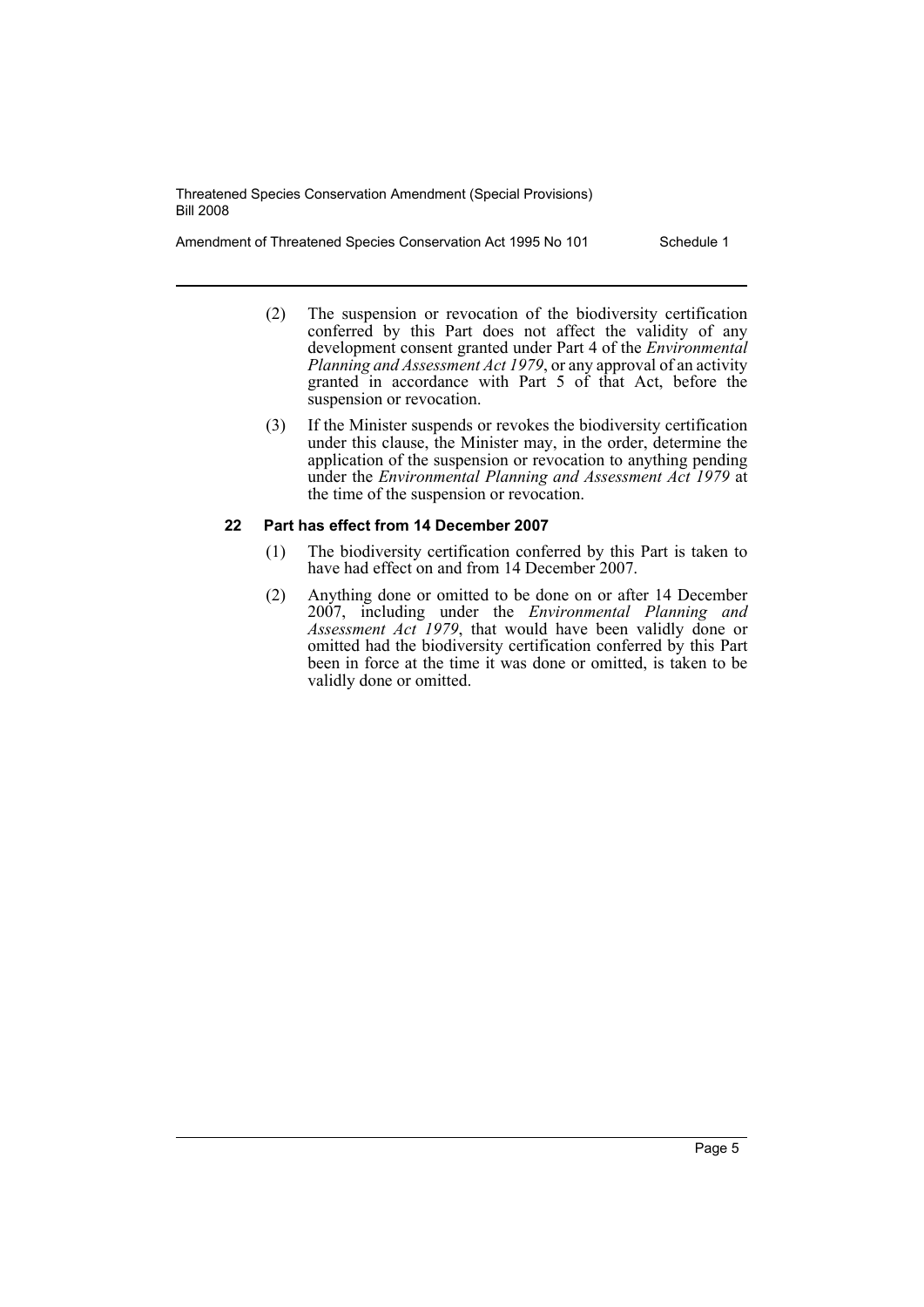(2) The suspension or revocation of the biodiversity certification conferred by this Part does not affect the validity of any development consent granted under Part 4 of the *Environmental Planning and Assessment Act 1979*, or any approval of an activity granted in accordance with Part 5 of that Act, before the suspension or revocation.

(3) If the Minister suspends or revokes the biodiversity certification under this clause, the Minister may, in the order, determine the application of the suspension or revocation to anything pending under the *Environmental Planning and Assessment Act 1979* at the time of the suspension or revocation.

**22 Part has effect from 14 December 2007**

(1) The biodiversity certification conferred by this Part is taken to have had effect on and from 14 December 2007.

(2) Anything done or omitted to be done on or after 14 December 2007, including under the *Environmental Planning and Assessment Act 1979*, that would have been validly done or omitted had the biodiversity certification conferred by this Part been in force at the time it was done or omitted, is taken to be validly done or omitted.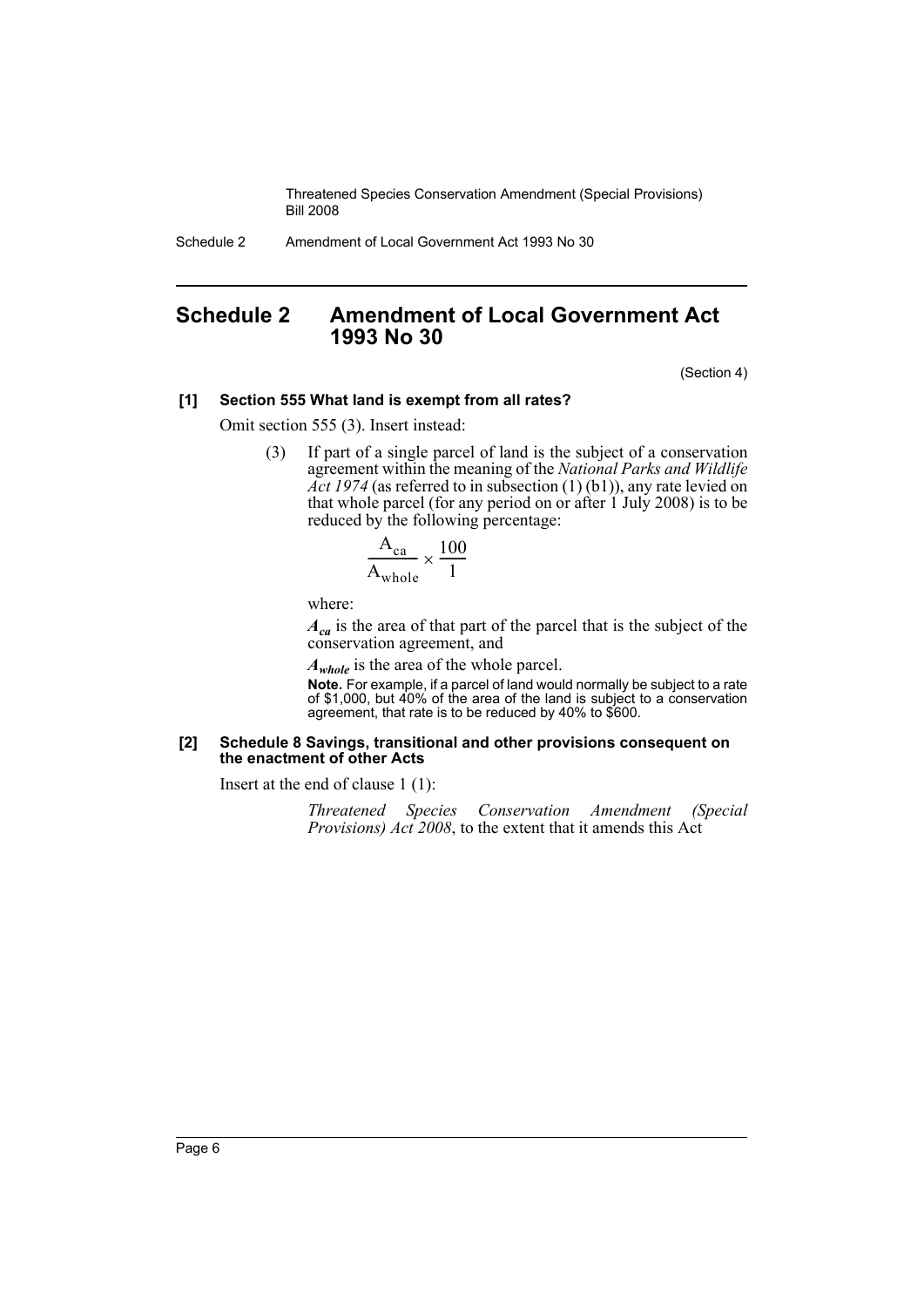# Schedule 2 Amendment of Local Government Act 1993 No 30

(Section 4)

**[1] Section 555 What land is exempt from all rates?**

Omit section 555 (3). Insert instead:

(3) If part of a single parcel of land is the subject of a conservation agreement within the meaning of the *National Parks and Wildlife Act 1974* (as referred to in subsection (1) (b1)), any rate levied on that whole parcel (for any period on or after 1 July 2008) is to be reduced by the following percentage:

$$\frac{A_{ca}}{A_{whole}} \times \frac{100}{1}$$

where:

$A_{ca}$ is the area of that part of the parcel that is the subject of the conservation agreement, and

$A_{whole}$ is the area of the whole parcel.

**Note.** For example, if a parcel of land would normally be subject to a rate of $1,000, but 40% of the area of the land is subject to a conservation agreement, that rate is to be reduced by 40% to $600.

**[2] Schedule 8 Savings, transitional and other provisions consequent on the enactment of other Acts**

Insert at the end of clause 1 (1):

*Threatened Species Conservation Amendment (Special Provisions) Act 2008*, to the extent that it amends this Act